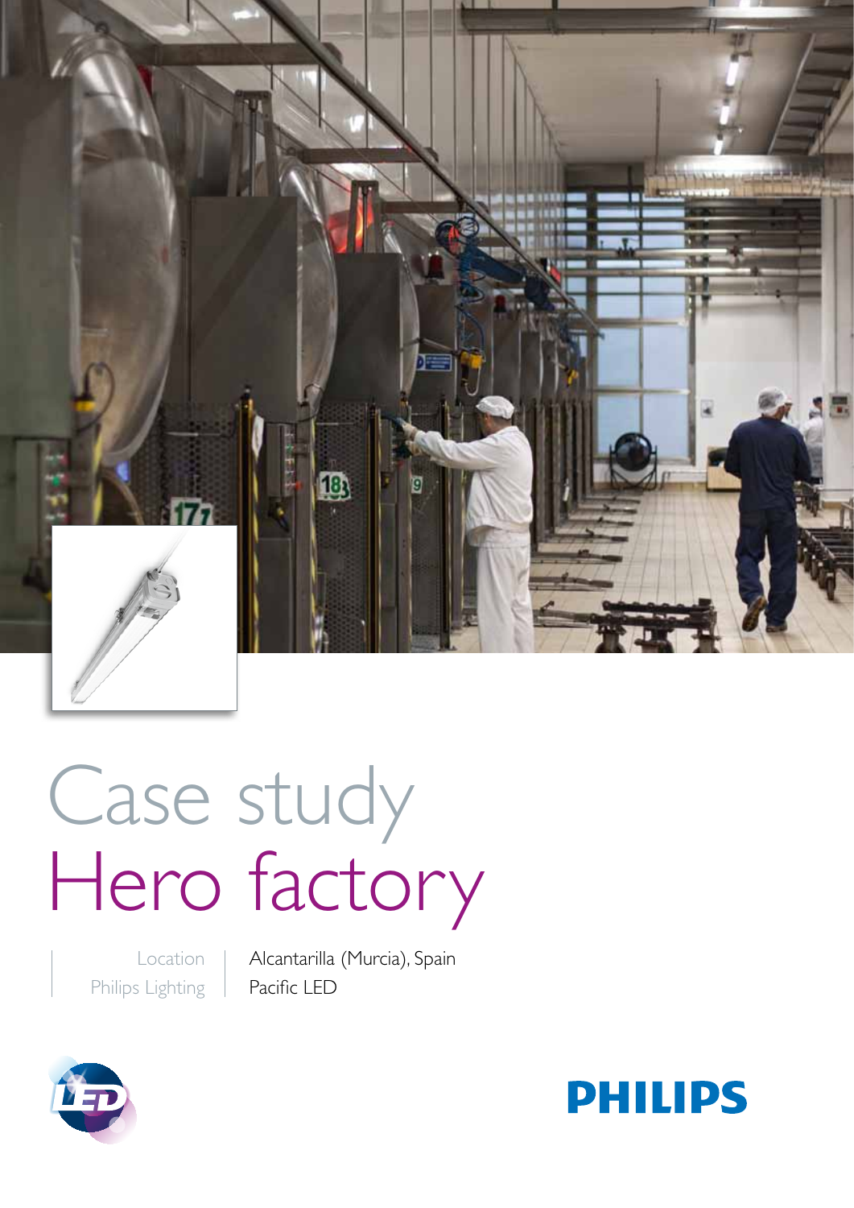# Case study
# Hero factory

| | |
|---|---|
| Location | Alcantarilla (Murcia), Spain |
| Philips Lighting | Pacific LED |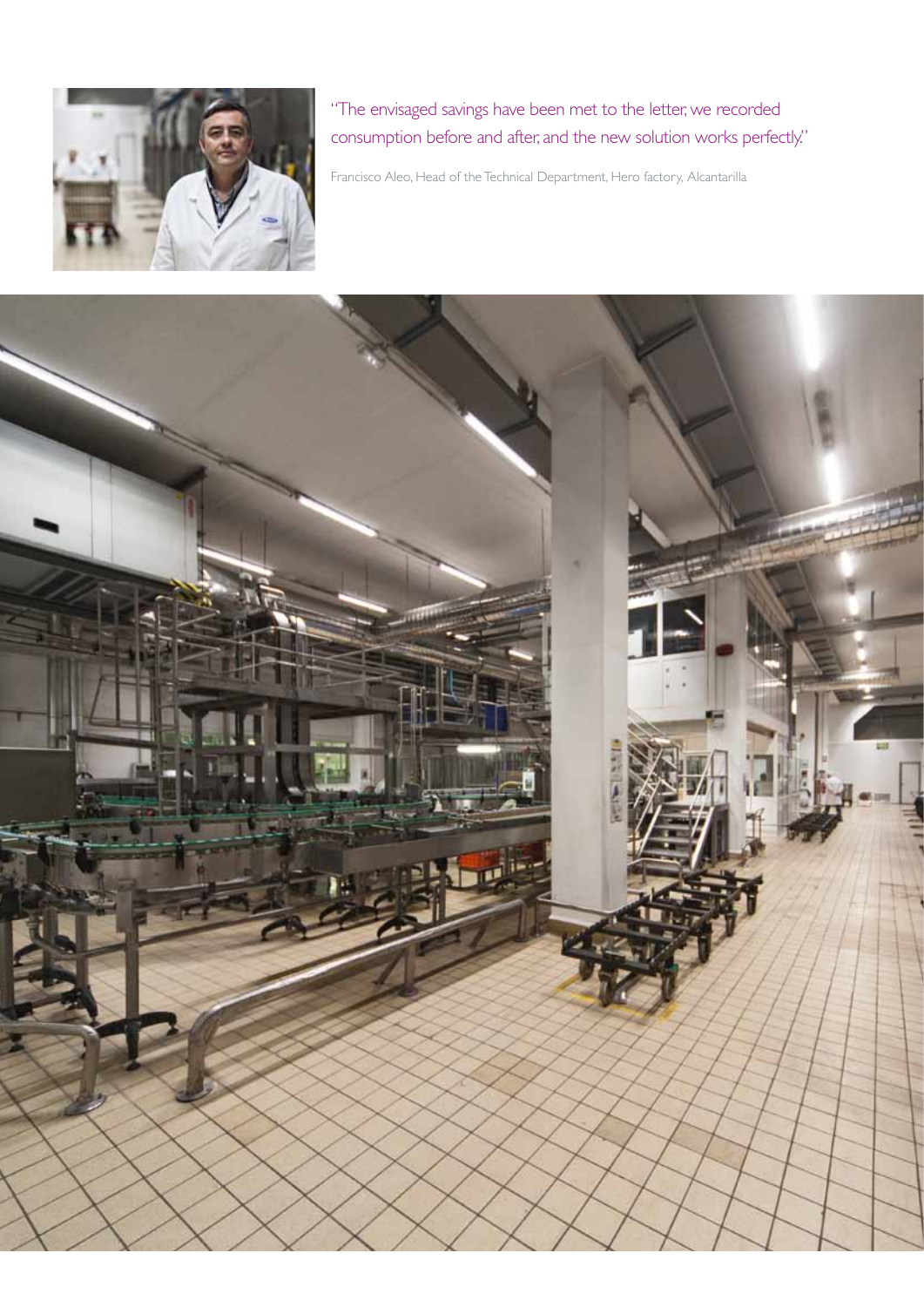"The envisaged savings have been met to the letter, we recorded consumption before and after, and the new solution works perfectly."

Francisco Aleo, Head of the Technical Department, Hero factory, Alcantarilla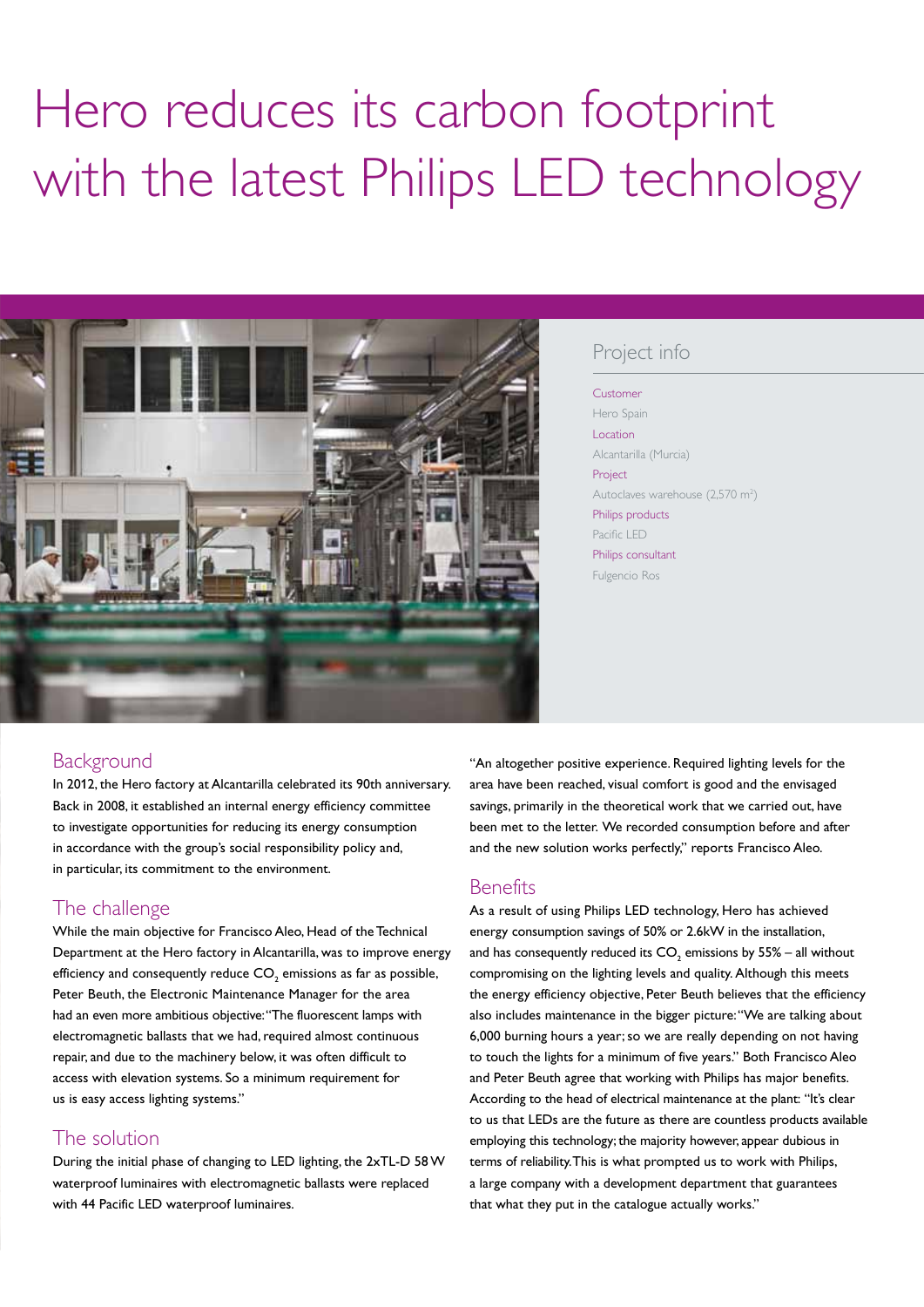# Hero reduces its carbon footprint with the latest Philips LED technology

## Project info

**Customer**
Hero Spain

**Location**
Alcantarilla (Murcia)

**Project**
Autoclaves warehouse (2,570 m$^2$)

**Philips products**
Pacific LED

**Philips consultant**
Fulgencio Ros

## Background

In 2012, the Hero factory at Alcantarilla celebrated its 90th anniversary. Back in 2008, it established an internal energy efficiency committee to investigate opportunities for reducing its energy consumption in accordance with the group's social responsibility policy and, in particular, its commitment to the environment.

## The challenge

While the main objective for Francisco Aleo, Head of the Technical Department at the Hero factory in Alcantarilla, was to improve energy efficiency and consequently reduce $CO_2$ emissions as far as possible, Peter Beuth, the Electronic Maintenance Manager for the area had an even more ambitious objective: "The fluorescent lamps with electromagnetic ballasts that we had, required almost continuous repair, and due to the machinery below, it was often difficult to access with elevation systems. So a minimum requirement for us is easy access lighting systems."

## The solution

During the initial phase of changing to LED lighting, the 2xTL-D 58 W waterproof luminaires with electromagnetic ballasts were replaced with 44 Pacific LED waterproof luminaires.

"An altogether positive experience. Required lighting levels for the area have been reached, visual comfort is good and the envisaged savings, primarily in the theoretical work that we carried out, have been met to the letter. We recorded consumption before and after and the new solution works perfectly," reports Francisco Aleo.

## Benefits

As a result of using Philips LED technology, Hero has achieved energy consumption savings of 50% or 2.6kW in the installation, and has consequently reduced its $CO_2$ emissions by 55% – all without compromising on the lighting levels and quality. Although this meets the energy efficiency objective, Peter Beuth believes that the efficiency also includes maintenance in the bigger picture: "We are talking about 6,000 burning hours a year; so we are really depending on not having to touch the lights for a minimum of five years." Both Francisco Aleo and Peter Beuth agree that working with Philips has major benefits. According to the head of electrical maintenance at the plant: "It's clear to us that LEDs are the future as there are countless products available employing this technology; the majority however, appear dubious in terms of reliability. This is what prompted us to work with Philips, a large company with a development department that guarantees that what they put in the catalogue actually works."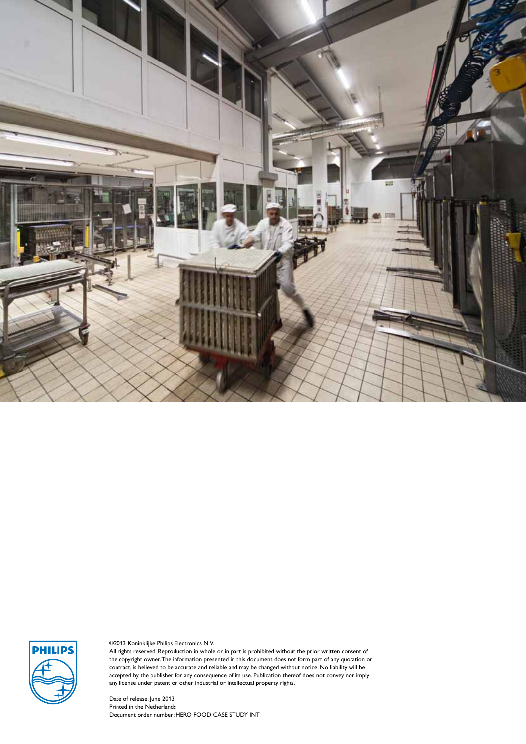©2013 Koninklijke Philips Electronics N.V.
All rights reserved. Reproduction in whole or in part is prohibited without the prior written consent of the copyright owner. The information presented in this document does not form part of any quotation or contract, is believed to be accurate and reliable and may be changed without notice. No liability will be accepted by the publisher for any consequence of its use. Publication thereof does not convey nor imply any license under patent or other industrial or intellectual property rights.

Date of release: June 2013
Printed in the Netherlands
Document order number: HERO FOOD CASE STUDY INT